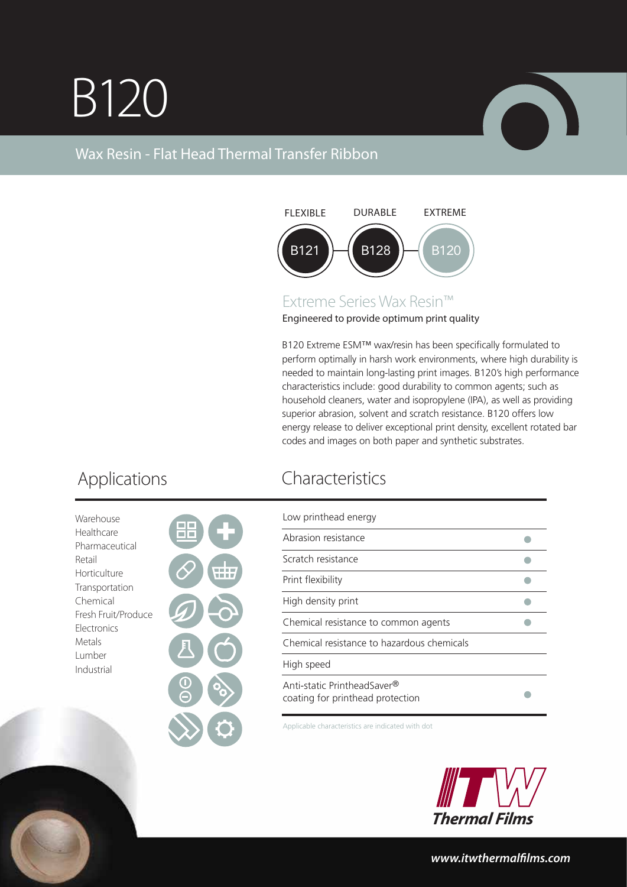# B120

## Wax Resin - Flat Head Thermal Transfer Ribbon

FLEXIBLE — B121 | DURABLE — B128 | EXTREME — B120

### Extreme Series Wax Resin™

Engineered to provide optimum print quality

B120 Extreme ESM™ wax/resin has been specifically formulated to perform optimally in harsh work environments, where high durability is needed to maintain long-lasting print images. B120's high performance characteristics include: good durability to common agents; such as household cleaners, water and isopropylene (IPA), as well as providing superior abrasion, solvent and scratch resistance. B120 offers low energy release to deliver exceptional print density, excellent rotated bar codes and images on both paper and synthetic substrates.

## Applications

- Warehouse
- Healthcare
- Pharmaceutical
- Retail
- Horticulture
- Transportation
- Chemical
- Fresh Fruit/Produce
- Electronics
- Metals
- Lumber
- Industrial

## Characteristics

| Characteristic | |
|---|---|
| Low printhead energy | |
| Abrasion resistance | ● |
| Scratch resistance | ● |
| Print flexibility | ● |
| High density print | ● |
| Chemical resistance to common agents | ● |
| Chemical resistance to hazardous chemicals | |
| High speed | |
| Anti-static PrintheadSaver® coating for printhead protection | ● |

Applicable characteristics are indicated with dot

ITW Thermal Films

www.itwthermalfilms.com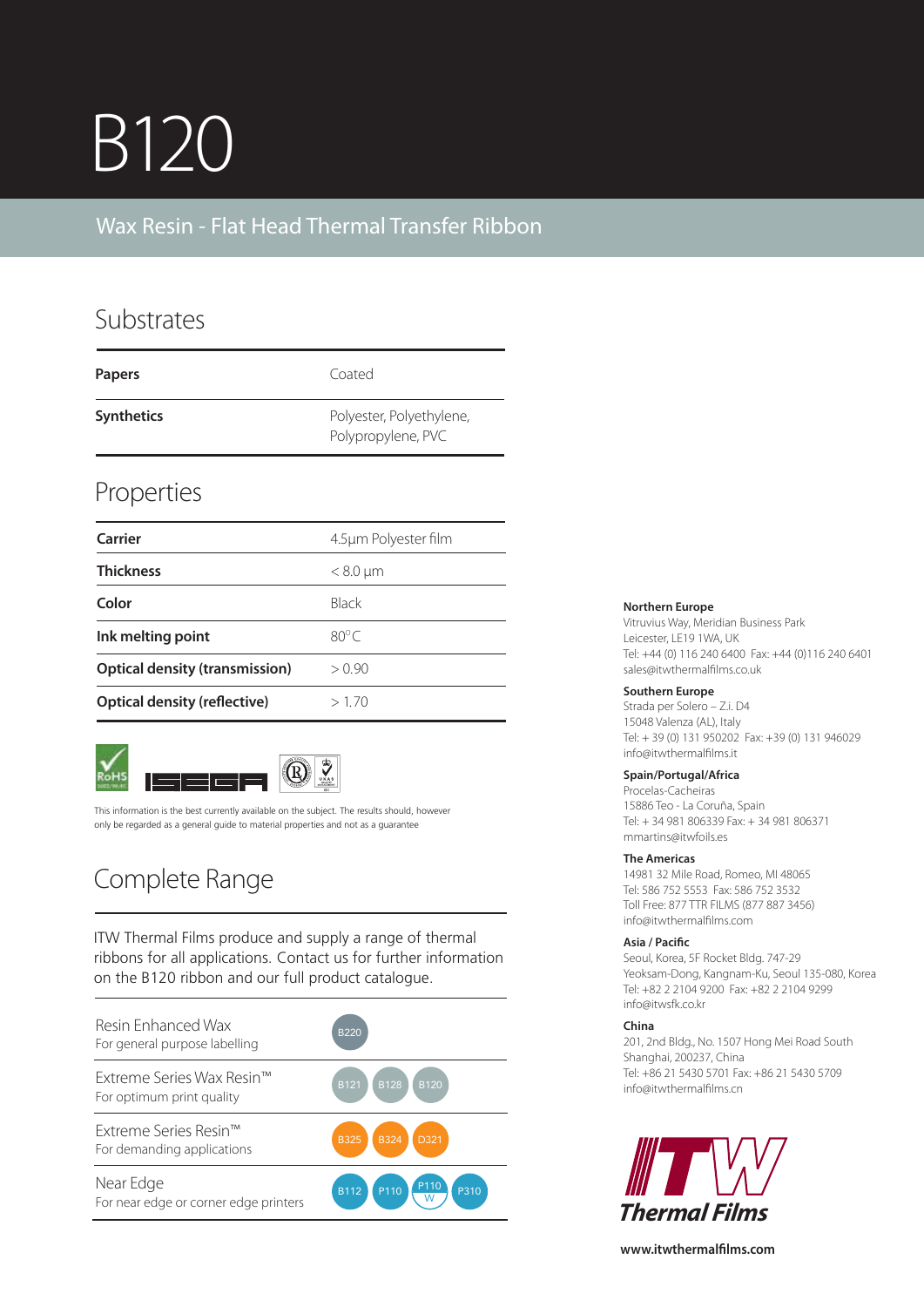# B120

## Wax Resin - Flat Head Thermal Transfer Ribbon

## Substrates

| | |
|---|---|
| **Papers** | Coated |
| **Synthetics** | Polyester, Polyethylene, Polypropylene, PVC |

## Properties

| | |
|---|---|
| **Carrier** | 4.5µm Polyester film |
| **Thickness** | < 8.0 µm |
| **Color** | Black |
| **Ink melting point** | 80°C |
| **Optical density (transmission)** | > 0.90 |
| **Optical density (reflective)** | > 1.70 |

This information is the best currently available on the subject. The results should, however only be regarded as a general guide to material properties and not as a guarantee

## Complete Range

ITW Thermal Films produce and supply a range of thermal ribbons for all applications. Contact us for further information on the B120 ribbon and our full product catalogue.

| | |
|---|---|
| Resin Enhanced Wax<br>For general purpose labelling | B220 |
| Extreme Series Wax Resin™<br>For optimum print quality | B121, B128, B120 |
| Extreme Series Resin™<br>For demanding applications | B325, B324, D321 |
| Near Edge<br>For near edge or corner edge printers | B112, P110, P110 W, P310 |

**Northern Europe**
Vitruvius Way, Meridian Business Park
Leicester, LE19 1WA, UK
Tel: +44 (0) 116 240 6400 Fax: +44 (0)116 240 6401
sales@itwthermalfilms.co.uk

**Southern Europe**
Strada per Solero – Z.i. D4
15048 Valenza (AL), Italy
Tel: + 39 (0) 131 950202 Fax: +39 (0) 131 946029
info@itwthermalfilms.it

**Spain/Portugal/Africa**
Procelas-Cacheiras
15886 Teo - La Coruña, Spain
Tel: + 34 981 806339 Fax: + 34 981 806371
mmartins@itwfoils.es

**The Americas**
14981 32 Mile Road, Romeo, MI 48065
Tel: 586 752 5553 Fax: 586 752 3532
Toll Free: 877 TTR FILMS (877 887 3456)
info@itwthermalfilms.com

**Asia / Pacific**
Seoul, Korea, 5F Rocket Bldg. 747-29
Yeoksam-Dong, Kangnam-Ku, Seoul 135-080, Korea
Tel: +82 2 2104 9200 Fax: +82 2 2104 9299
info@itwsfk.co.kr

**China**
201, 2nd Bldg., No. 1507 Hong Mei Road South
Shanghai, 200237, China
Tel: +86 21 5430 5701 Fax: +86 21 5430 5709
info@itwthermalfilms.cn

ITW Thermal Films

**www.itwthermalfilms.com**